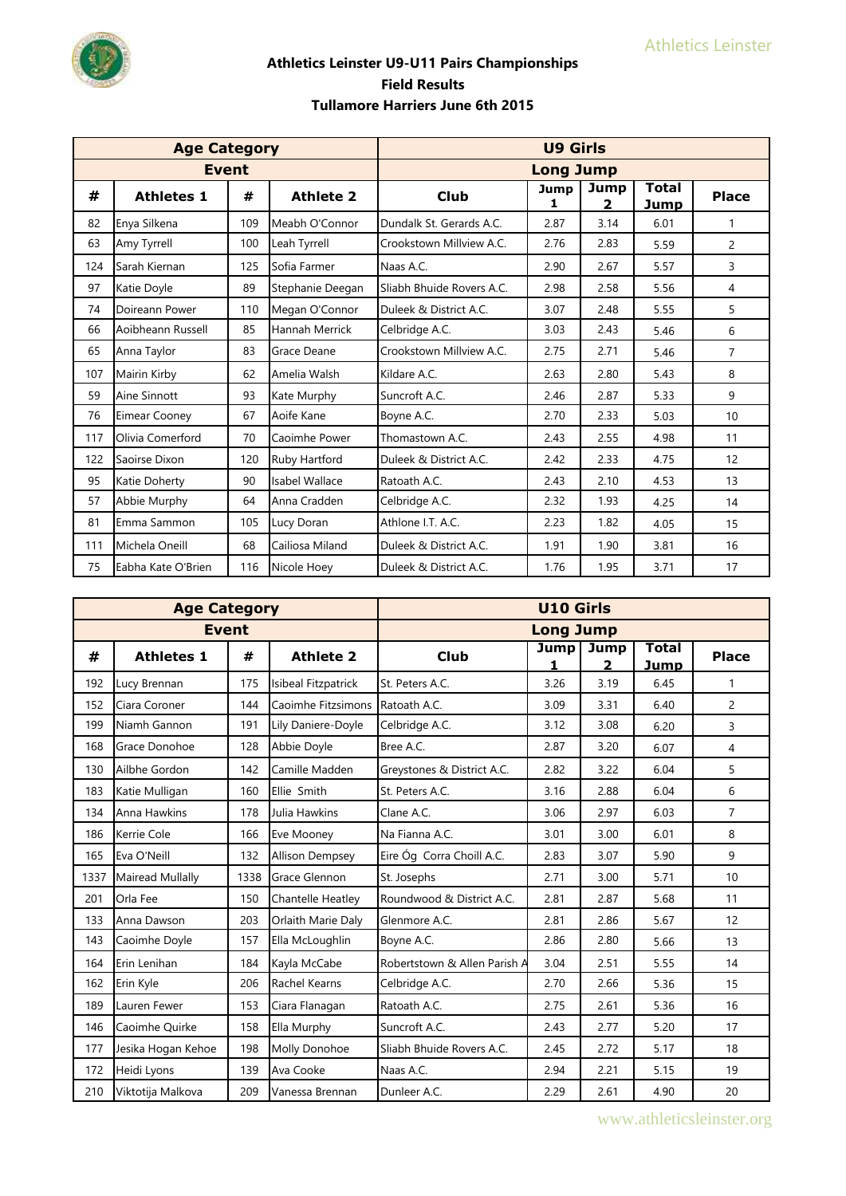# Athletics Leinster U9-U11 Pairs Championships

## Field Results

### Tullamore Harriers June 6th 2015

| Age Category | | | | U9 Girls | | | | |
|---|---|---|---|---|---|---|---|---|
| Event | | | | Long Jump | | | | |
| # | Athletes 1 | # | Athlete 2 | Club | Jump 1 | Jump 2 | Total Jump | Place |
| 82 | Enya Silkena | 109 | Meabh O'Connor | Dundalk St. Gerards A.C. | 2.87 | 3.14 | 6.01 | 1 |
| 63 | Amy Tyrrell | 100 | Leah Tyrrell | Crookstown Millview A.C. | 2.76 | 2.83 | 5.59 | 2 |
| 124 | Sarah Kiernan | 125 | Sofia Farmer | Naas A.C. | 2.90 | 2.67 | 5.57 | 3 |
| 97 | Katie Doyle | 89 | Stephanie Deegan | Sliabh Bhuide Rovers A.C. | 2.98 | 2.58 | 5.56 | 4 |
| 74 | Doireann Power | 110 | Megan O'Connor | Duleek & District A.C. | 3.07 | 2.48 | 5.55 | 5 |
| 66 | Aoibheann Russell | 85 | Hannah Merrick | Celbridge A.C. | 3.03 | 2.43 | 5.46 | 6 |
| 65 | Anna Taylor | 83 | Grace Deane | Crookstown Millview A.C. | 2.75 | 2.71 | 5.46 | 7 |
| 107 | Mairin Kirby | 62 | Amelia Walsh | Kildare A.C. | 2.63 | 2.80 | 5.43 | 8 |
| 59 | Aine Sinnott | 93 | Kate Murphy | Suncroft A.C. | 2.46 | 2.87 | 5.33 | 9 |
| 76 | Eimear Cooney | 67 | Aoife Kane | Boyne A.C. | 2.70 | 2.33 | 5.03 | 10 |
| 117 | Olivia Comerford | 70 | Caoimhe Power | Thomastown A.C. | 2.43 | 2.55 | 4.98 | 11 |
| 122 | Saoirse Dixon | 120 | Ruby Hartford | Duleek & District A.C. | 2.42 | 2.33 | 4.75 | 12 |
| 95 | Katie Doherty | 90 | Isabel Wallace | Ratoath A.C. | 2.43 | 2.10 | 4.53 | 13 |
| 57 | Abbie Murphy | 64 | Anna Cradden | Celbridge A.C. | 2.32 | 1.93 | 4.25 | 14 |
| 81 | Emma Sammon | 105 | Lucy Doran | Athlone I.T. A.C. | 2.23 | 1.82 | 4.05 | 15 |
| 111 | Michela Oneill | 68 | Cailiosa Miland | Duleek & District A.C. | 1.91 | 1.90 | 3.81 | 16 |
| 75 | Eabha Kate O'Brien | 116 | Nicole Hoey | Duleek & District A.C. | 1.76 | 1.95 | 3.71 | 17 |

| Age Category | | | | U10 Girls | | | | |
|---|---|---|---|---|---|---|---|---|
| Event | | | | Long Jump | | | | |
| # | Athletes 1 | # | Athlete 2 | Club | Jump 1 | Jump 2 | Total Jump | Place |
| 192 | Lucy Brennan | 175 | Isibeal Fitzpatrick | St. Peters A.C. | 3.26 | 3.19 | 6.45 | 1 |
| 152 | Ciara Coroner | 144 | Caoimhe Fitzsimons | Ratoath A.C. | 3.09 | 3.31 | 6.40 | 2 |
| 199 | Niamh Gannon | 191 | Lily Daniere-Doyle | Celbridge A.C. | 3.12 | 3.08 | 6.20 | 3 |
| 168 | Grace Donohoe | 128 | Abbie Doyle | Bree A.C. | 2.87 | 3.20 | 6.07 | 4 |
| 130 | Ailbhe Gordon | 142 | Camille Madden | Greystones & District A.C. | 2.82 | 3.22 | 6.04 | 5 |
| 183 | Katie Mulligan | 160 | Ellie Smith | St. Peters A.C. | 3.16 | 2.88 | 6.04 | 6 |
| 134 | Anna Hawkins | 178 | Julia Hawkins | Clane A.C. | 3.06 | 2.97 | 6.03 | 7 |
| 186 | Kerrie Cole | 166 | Eve Mooney | Na Fianna A.C. | 3.01 | 3.00 | 6.01 | 8 |
| 165 | Eva O'Neill | 132 | Allison Dempsey | Eire Óg Corra Choill A.C. | 2.83 | 3.07 | 5.90 | 9 |
| 1337 | Mairead Mullally | 1338 | Grace Glennon | St. Josephs | 2.71 | 3.00 | 5.71 | 10 |
| 201 | Orla Fee | 150 | Chantelle Heatley | Roundwood & District A.C. | 2.81 | 2.87 | 5.68 | 11 |
| 133 | Anna Dawson | 203 | Orlaith Marie Daly | Glenmore A.C. | 2.81 | 2.86 | 5.67 | 12 |
| 143 | Caoimhe Doyle | 157 | Ella McLoughlin | Boyne A.C. | 2.86 | 2.80 | 5.66 | 13 |
| 164 | Erin Lenihan | 184 | Kayla McCabe | Robertstown & Allen Parish A | 3.04 | 2.51 | 5.55 | 14 |
| 162 | Erin Kyle | 206 | Rachel Kearns | Celbridge A.C. | 2.70 | 2.66 | 5.36 | 15 |
| 189 | Lauren Fewer | 153 | Ciara Flanagan | Ratoath A.C. | 2.75 | 2.61 | 5.36 | 16 |
| 146 | Caoimhe Quirke | 158 | Ella Murphy | Suncroft A.C. | 2.43 | 2.77 | 5.20 | 17 |
| 177 | Jesika Hogan Kehoe | 198 | Molly Donohoe | Sliabh Bhuide Rovers A.C. | 2.45 | 2.72 | 5.17 | 18 |
| 172 | Heidi Lyons | 139 | Ava Cooke | Naas A.C. | 2.94 | 2.21 | 5.15 | 19 |
| 210 | Viktotija Malkova | 209 | Vanessa Brennan | Dunleer A.C. | 2.29 | 2.61 | 4.90 | 20 |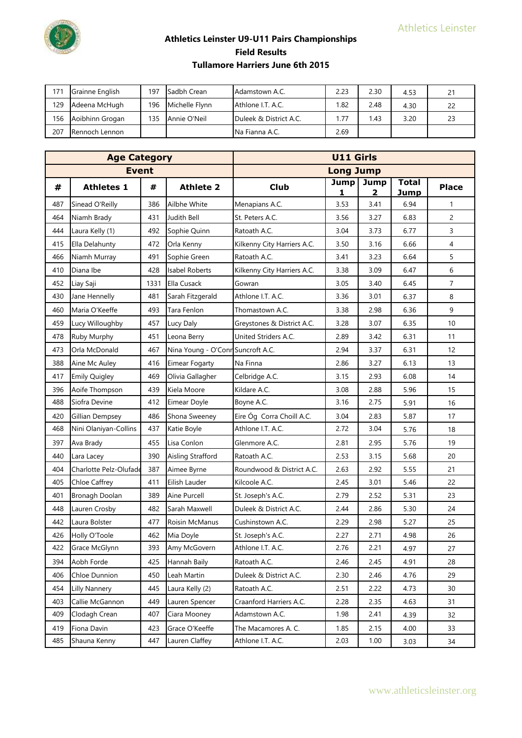# Athletics Leinster U9-U11 Pairs Championships

## Field Results

## Tullamore Harriers June 6th 2015

| 171 | Grainne English | 197 | Sadbh Crean | Adamstown A.C. | 2.23 | 2.30 | 4.53 | 21 |
|---|---|---|---|---|---|---|---|---|
| 129 | Adeena McHugh | 196 | Michelle Flynn | Athlone I.T. A.C. | 1.82 | 2.48 | 4.30 | 22 |
| 156 | Aoibhinn Grogan | 135 | Annie O'Neil | Duleek & District A.C. | 1.77 | 1.43 | 3.20 | 23 |
| 207 | Rennoch Lennon | | | Na Fianna A.C. | 2.69 | | | |

| Age Category | | | | U11 Girls | | | | |
|---|---|---|---|---|---|---|---|---|
| Event | | | | Long Jump | | | | |
| # | Athletes 1 | # | Athlete 2 | Club | Jump 1 | Jump 2 | Total Jump | Place |
| 487 | Sinead O'Reilly | 386 | Ailbhe White | Menapians A.C. | 3.53 | 3.41 | 6.94 | 1 |
| 464 | Niamh Brady | 431 | Judith Bell | St. Peters A.C. | 3.56 | 3.27 | 6.83 | 2 |
| 444 | Laura Kelly (1) | 492 | Sophie Quinn | Ratoath A.C. | 3.04 | 3.73 | 6.77 | 3 |
| 415 | Ella Delahunty | 472 | Orla Kenny | Kilkenny City Harriers A.C. | 3.50 | 3.16 | 6.66 | 4 |
| 466 | Niamh Murray | 491 | Sophie Green | Ratoath A.C. | 3.41 | 3.23 | 6.64 | 5 |
| 410 | Diana Ibe | 428 | Isabel Roberts | Kilkenny City Harriers A.C. | 3.38 | 3.09 | 6.47 | 6 |
| 452 | Liay Saji | 1331 | Ella Cusack | Gowran | 3.05 | 3.40 | 6.45 | 7 |
| 430 | Jane Hennelly | 481 | Sarah Fitzgerald | Athlone I.T. A.C. | 3.36 | 3.01 | 6.37 | 8 |
| 460 | Maria O'Keeffe | 493 | Tara Fenlon | Thomastown A.C. | 3.38 | 2.98 | 6.36 | 9 |
| 459 | Lucy Willoughby | 457 | Lucy Daly | Greystones & District A.C. | 3.28 | 3.07 | 6.35 | 10 |
| 478 | Ruby Murphy | 451 | Leona Berry | United Striders A.C. | 2.89 | 3.42 | 6.31 | 11 |
| 473 | Orla McDonald | 467 | Nina Young - O'Conr | Suncroft A.C. | 2.94 | 3.37 | 6.31 | 12 |
| 388 | Aine Mc Auley | 416 | Eimear Fogarty | Na Finna | 2.86 | 3.27 | 6.13 | 13 |
| 417 | Emily Quigley | 469 | Olivia Gallagher | Celbridge A.C. | 3.15 | 2.93 | 6.08 | 14 |
| 396 | Aoife Thompson | 439 | Kiela Moore | Kildare A.C. | 3.08 | 2.88 | 5.96 | 15 |
| 488 | Siofra Devine | 412 | Eimear Doyle | Boyne A.C. | 3.16 | 2.75 | 5.91 | 16 |
| 420 | Gillian Dempsey | 486 | Shona Sweeney | Eire Óg Corra Choill A.C. | 3.04 | 2.83 | 5.87 | 17 |
| 468 | Nini Olaniyan-Collins | 437 | Katie Boyle | Athlone I.T. A.C. | 2.72 | 3.04 | 5.76 | 18 |
| 397 | Ava Brady | 455 | Lisa Conlon | Glenmore A.C. | 2.81 | 2.95 | 5.76 | 19 |
| 440 | Lara Lacey | 390 | Aisling Strafford | Ratoath A.C. | 2.53 | 3.15 | 5.68 | 20 |
| 404 | Charlotte Pelz-Olufade | 387 | Aimee Byrne | Roundwood & District A.C. | 2.63 | 2.92 | 5.55 | 21 |
| 405 | Chloe Caffrey | 411 | Eilish Lauder | Kilcoole A.C. | 2.45 | 3.01 | 5.46 | 22 |
| 401 | Bronagh Doolan | 389 | Aine Purcell | St. Joseph's A.C. | 2.79 | 2.52 | 5.31 | 23 |
| 448 | Lauren Crosby | 482 | Sarah Maxwell | Duleek & District A.C. | 2.44 | 2.86 | 5.30 | 24 |
| 442 | Laura Bolster | 477 | Roisin McManus | Cushinstown A.C. | 2.29 | 2.98 | 5.27 | 25 |
| 426 | Holly O'Toole | 462 | Mia Doyle | St. Joseph's A.C. | 2.27 | 2.71 | 4.98 | 26 |
| 422 | Grace McGlynn | 393 | Amy McGovern | Athlone I.T. A.C. | 2.76 | 2.21 | 4.97 | 27 |
| 394 | Aobh Forde | 425 | Hannah Baily | Ratoath A.C. | 2.46 | 2.45 | 4.91 | 28 |
| 406 | Chloe Dunnion | 450 | Leah Martin | Duleek & District A.C. | 2.30 | 2.46 | 4.76 | 29 |
| 454 | Lilly Nannery | 445 | Laura Kelly (2) | Ratoath A.C. | 2.51 | 2.22 | 4.73 | 30 |
| 403 | Callie McGannon | 449 | Lauren Spencer | Craanford Harriers A.C. | 2.28 | 2.35 | 4.63 | 31 |
| 409 | Clodagh Crean | 407 | Ciara Mooney | Adamstown A.C. | 1.98 | 2.41 | 4.39 | 32 |
| 419 | Fiona Davin | 423 | Grace O'Keeffe | The Macamores A. C. | 1.85 | 2.15 | 4.00 | 33 |
| 485 | Shauna Kenny | 447 | Lauren Claffey | Athlone I.T. A.C. | 2.03 | 1.00 | 3.03 | 34 |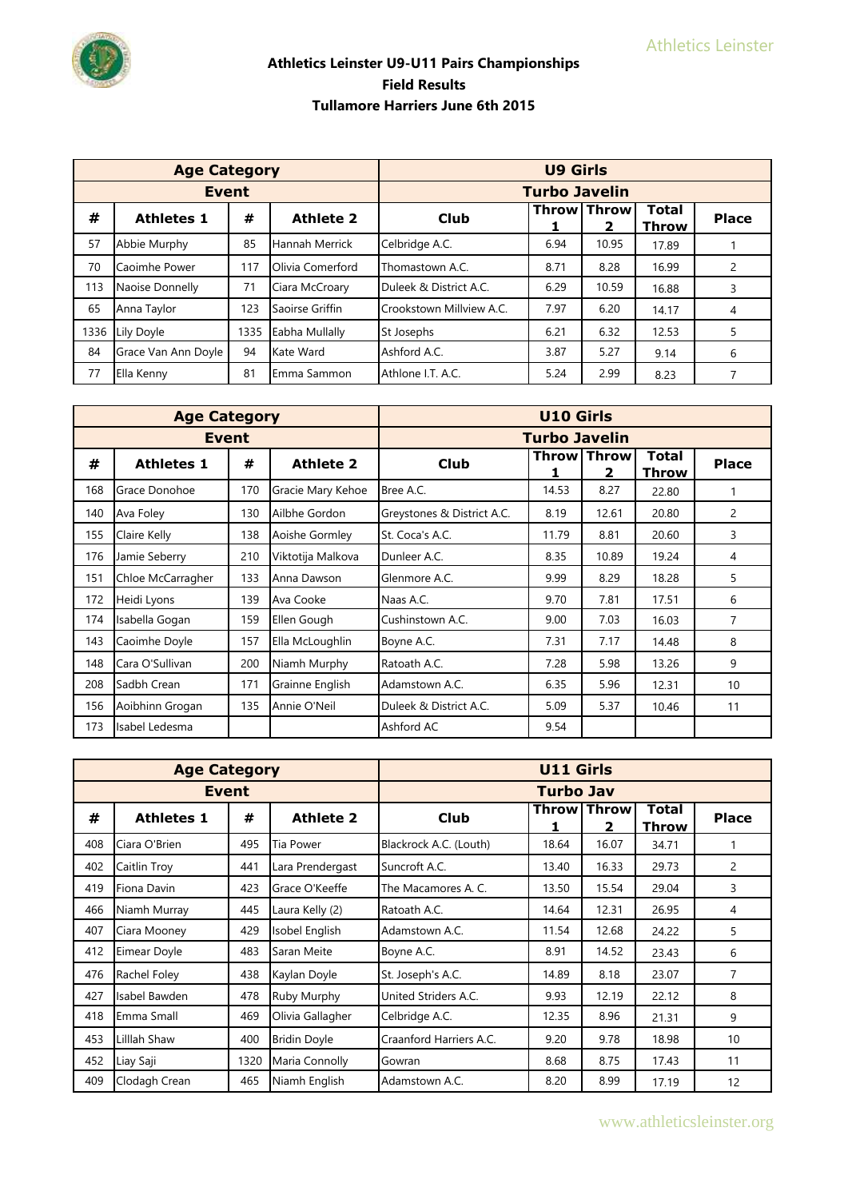# Athletics Leinster U9-U11 Pairs Championships
## Field Results
## Tullamore Harriers June 6th 2015

| Age Category | | | | U9 Girls | | | | |
|---|---|---|---|---|---|---|---|---|
| **Event** | | | | **Turbo Javelin** | | | | |
| **#** | **Athletes 1** | **#** | **Athlete 2** | **Club** | **Throw 1** | **Throw 2** | **Total Throw** | **Place** |
| 57 | Abbie Murphy | 85 | Hannah Merrick | Celbridge A.C. | 6.94 | 10.95 | 17.89 | 1 |
| 70 | Caoimhe Power | 117 | Olivia Comerford | Thomastown A.C. | 8.71 | 8.28 | 16.99 | 2 |
| 113 | Naoise Donnelly | 71 | Ciara McCroary | Duleek & District A.C. | 6.29 | 10.59 | 16.88 | 3 |
| 65 | Anna Taylor | 123 | Saoirse Griffin | Crookstown Millview A.C. | 7.97 | 6.20 | 14.17 | 4 |
| 1336 | Lily Doyle | 1335 | Eabha Mullally | St Josephs | 6.21 | 6.32 | 12.53 | 5 |
| 84 | Grace Van Ann Doyle | 94 | Kate Ward | Ashford A.C. | 3.87 | 5.27 | 9.14 | 6 |
| 77 | Ella Kenny | 81 | Emma Sammon | Athlone I.T. A.C. | 5.24 | 2.99 | 8.23 | 7 |

| Age Category | | | | U10 Girls | | | | |
|---|---|---|---|---|---|---|---|---|
| **Event** | | | | **Turbo Javelin** | | | | |
| **#** | **Athletes 1** | **#** | **Athlete 2** | **Club** | **Throw 1** | **Throw 2** | **Total Throw** | **Place** |
| 168 | Grace Donohoe | 170 | Gracie Mary Kehoe | Bree A.C. | 14.53 | 8.27 | 22.80 | 1 |
| 140 | Ava Foley | 130 | Ailbhe Gordon | Greystones & District A.C. | 8.19 | 12.61 | 20.80 | 2 |
| 155 | Claire Kelly | 138 | Aoishe Gormley | St. Coca's A.C. | 11.79 | 8.81 | 20.60 | 3 |
| 176 | Jamie Seberry | 210 | Viktotija Malkova | Dunleer A.C. | 8.35 | 10.89 | 19.24 | 4 |
| 151 | Chloe McCarragher | 133 | Anna Dawson | Glenmore A.C. | 9.99 | 8.29 | 18.28 | 5 |
| 172 | Heidi Lyons | 139 | Ava Cooke | Naas A.C. | 9.70 | 7.81 | 17.51 | 6 |
| 174 | Isabella Gogan | 159 | Ellen Gough | Cushinstown A.C. | 9.00 | 7.03 | 16.03 | 7 |
| 143 | Caoimhe Doyle | 157 | Ella McLoughlin | Boyne A.C. | 7.31 | 7.17 | 14.48 | 8 |
| 148 | Cara O'Sullivan | 200 | Niamh Murphy | Ratoath A.C. | 7.28 | 5.98 | 13.26 | 9 |
| 208 | Sadbh Crean | 171 | Grainne English | Adamstown A.C. | 6.35 | 5.96 | 12.31 | 10 |
| 156 | Aoibhinn Grogan | 135 | Annie O'Neil | Duleek & District A.C. | 5.09 | 5.37 | 10.46 | 11 |
| 173 | Isabel Ledesma | | | Ashford AC | 9.54 | | | |

| Age Category | | | | U11 Girls | | | | |
|---|---|---|---|---|---|---|---|---|
| **Event** | | | | **Turbo Jav** | | | | |
| **#** | **Athletes 1** | **#** | **Athlete 2** | **Club** | **Throw 1** | **Throw 2** | **Total Throw** | **Place** |
| 408 | Ciara O'Brien | 495 | Tia Power | Blackrock A.C. (Louth) | 18.64 | 16.07 | 34.71 | 1 |
| 402 | Caitlin Troy | 441 | Lara Prendergast | Suncroft A.C. | 13.40 | 16.33 | 29.73 | 2 |
| 419 | Fiona Davin | 423 | Grace O'Keeffe | The Macamores A. C. | 13.50 | 15.54 | 29.04 | 3 |
| 466 | Niamh Murray | 445 | Laura Kelly (2) | Ratoath A.C. | 14.64 | 12.31 | 26.95 | 4 |
| 407 | Ciara Mooney | 429 | Isobel English | Adamstown A.C. | 11.54 | 12.68 | 24.22 | 5 |
| 412 | Eimear Doyle | 483 | Saran Meite | Boyne A.C. | 8.91 | 14.52 | 23.43 | 6 |
| 476 | Rachel Foley | 438 | Kaylan Doyle | St. Joseph's A.C. | 14.89 | 8.18 | 23.07 | 7 |
| 427 | Isabel Bawden | 478 | Ruby Murphy | United Striders A.C. | 9.93 | 12.19 | 22.12 | 8 |
| 418 | Emma Small | 469 | Olivia Gallagher | Celbridge A.C. | 12.35 | 8.96 | 21.31 | 9 |
| 453 | Lilllah Shaw | 400 | Bridin Doyle | Craanford Harriers A.C. | 9.20 | 9.78 | 18.98 | 10 |
| 452 | Liay Saji | 1320 | Maria Connolly | Gowran | 8.68 | 8.75 | 17.43 | 11 |
| 409 | Clodagh Crean | 465 | Niamh English | Adamstown A.C. | 8.20 | 8.99 | 17.19 | 12 |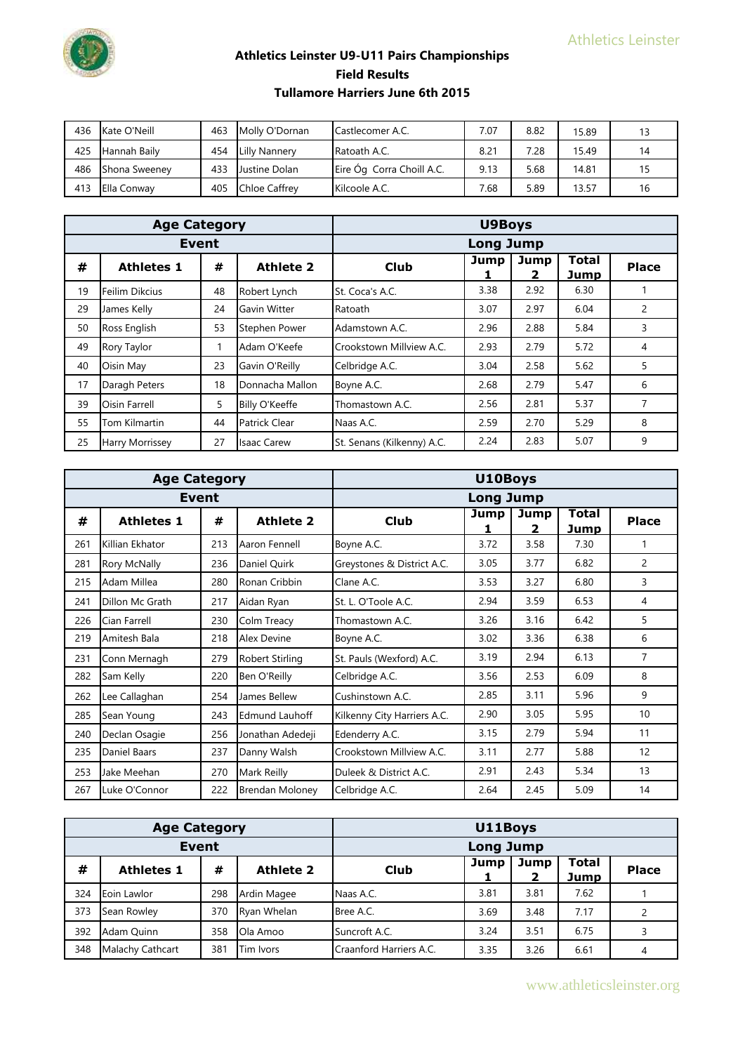# Athletics Leinster U9-U11 Pairs Championships

## Field Results

## Tullamore Harriers June 6th 2015

| | | | | | | | | |
|---|---|---|---|---|---|---|---|---|
| 436 | Kate O'Neill | 463 | Molly O'Dornan | Castlecomer A.C. | 7.07 | 8.82 | 15.89 | 13 |
| 425 | Hannah Baily | 454 | Lilly Nannery | Ratoath A.C. | 8.21 | 7.28 | 15.49 | 14 |
| 486 | Shona Sweeney | 433 | Justine Dolan | Eire Óg Corra Choill A.C. | 9.13 | 5.68 | 14.81 | 15 |
| 413 | Ella Conway | 405 | Chloe Caffrey | Kilcoole A.C. | 7.68 | 5.89 | 13.57 | 16 |

| Age Category | | | | U9Boys | | | | |
|---|---|---|---|---|---|---|---|---|
| Event | | | | Long Jump | | | | |
| # | Athletes 1 | # | Athlete 2 | Club | Jump 1 | Jump 2 | Total Jump | Place |
| 19 | Feilim Dikcius | 48 | Robert Lynch | St. Coca's A.C. | 3.38 | 2.92 | 6.30 | 1 |
| 29 | James Kelly | 24 | Gavin Witter | Ratoath | 3.07 | 2.97 | 6.04 | 2 |
| 50 | Ross English | 53 | Stephen Power | Adamstown A.C. | 2.96 | 2.88 | 5.84 | 3 |
| 49 | Rory Taylor | 1 | Adam O'Keefe | Crookstown Millview A.C. | 2.93 | 2.79 | 5.72 | 4 |
| 40 | Oisin May | 23 | Gavin O'Reilly | Celbridge A.C. | 3.04 | 2.58 | 5.62 | 5 |
| 17 | Daragh Peters | 18 | Donnacha Mallon | Boyne A.C. | 2.68 | 2.79 | 5.47 | 6 |
| 39 | Oisin Farrell | 5 | Billy O'Keeffe | Thomastown A.C. | 2.56 | 2.81 | 5.37 | 7 |
| 55 | Tom Kilmartin | 44 | Patrick Clear | Naas A.C. | 2.59 | 2.70 | 5.29 | 8 |
| 25 | Harry Morrissey | 27 | Isaac Carew | St. Senans (Kilkenny) A.C. | 2.24 | 2.83 | 5.07 | 9 |

| Age Category | | | | U10Boys | | | | |
|---|---|---|---|---|---|---|---|---|
| Event | | | | Long Jump | | | | |
| # | Athletes 1 | # | Athlete 2 | Club | Jump 1 | Jump 2 | Total Jump | Place |
| 261 | Killian Ekhator | 213 | Aaron Fennell | Boyne A.C. | 3.72 | 3.58 | 7.30 | 1 |
| 281 | Rory McNally | 236 | Daniel Quirk | Greystones & District A.C. | 3.05 | 3.77 | 6.82 | 2 |
| 215 | Adam Millea | 280 | Ronan Cribbin | Clane A.C. | 3.53 | 3.27 | 6.80 | 3 |
| 241 | Dillon Mc Grath | 217 | Aidan Ryan | St. L. O'Toole A.C. | 2.94 | 3.59 | 6.53 | 4 |
| 226 | Cian Farrell | 230 | Colm Treacy | Thomastown A.C. | 3.26 | 3.16 | 6.42 | 5 |
| 219 | Amitesh Bala | 218 | Alex Devine | Boyne A.C. | 3.02 | 3.36 | 6.38 | 6 |
| 231 | Conn Mernagh | 279 | Robert Stirling | St. Pauls (Wexford) A.C. | 3.19 | 2.94 | 6.13 | 7 |
| 282 | Sam Kelly | 220 | Ben O'Reilly | Celbridge A.C. | 3.56 | 2.53 | 6.09 | 8 |
| 262 | Lee Callaghan | 254 | James Bellew | Cushinstown A.C. | 2.85 | 3.11 | 5.96 | 9 |
| 285 | Sean Young | 243 | Edmund Lauhoff | Kilkenny City Harriers A.C. | 2.90 | 3.05 | 5.95 | 10 |
| 240 | Declan Osagie | 256 | Jonathan Adedeji | Edenderry A.C. | 3.15 | 2.79 | 5.94 | 11 |
| 235 | Daniel Baars | 237 | Danny Walsh | Crookstown Millview A.C. | 3.11 | 2.77 | 5.88 | 12 |
| 253 | Jake Meehan | 270 | Mark Reilly | Duleek & District A.C. | 2.91 | 2.43 | 5.34 | 13 |
| 267 | Luke O'Connor | 222 | Brendan Moloney | Celbridge A.C. | 2.64 | 2.45 | 5.09 | 14 |

| Age Category | | | | U11Boys | | | | |
|---|---|---|---|---|---|---|---|---|
| Event | | | | Long Jump | | | | |
| # | Athletes 1 | # | Athlete 2 | Club | Jump 1 | Jump 2 | Total Jump | Place |
| 324 | Eoin Lawlor | 298 | Ardin Magee | Naas A.C. | 3.81 | 3.81 | 7.62 | 1 |
| 373 | Sean Rowley | 370 | Ryan Whelan | Bree A.C. | 3.69 | 3.48 | 7.17 | 2 |
| 392 | Adam Quinn | 358 | Ola Amoo | Suncroft A.C. | 3.24 | 3.51 | 6.75 | 3 |
| 348 | Malachy Cathcart | 381 | Tim Ivors | Craanford Harriers A.C. | 3.35 | 3.26 | 6.61 | 4 |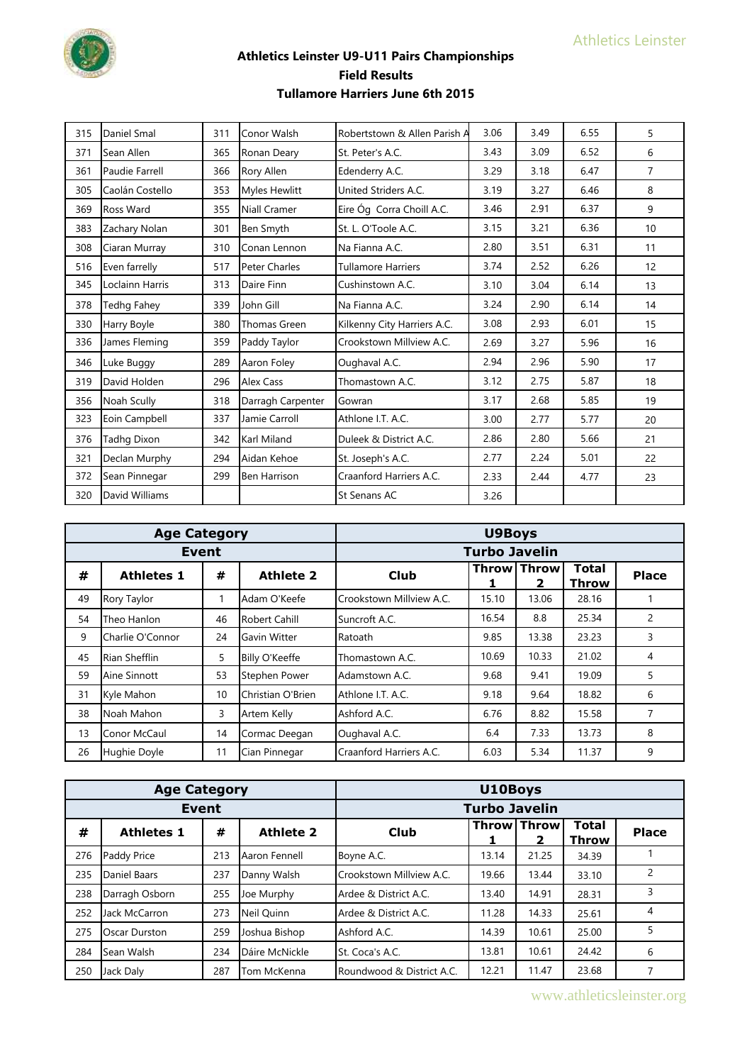# Athletics Leinster U9-U11 Pairs Championships

## Field Results

## Tullamore Harriers June 6th 2015

| | | | | | | | | |
|---|---|---|---|---|---|---|---|---|
| 315 | Daniel Smal | 311 | Conor Walsh | Robertstown & Allen Parish A | 3.06 | 3.49 | 6.55 | 5 |
| 371 | Sean Allen | 365 | Ronan Deary | St. Peter's A.C. | 3.43 | 3.09 | 6.52 | 6 |
| 361 | Paudie Farrell | 366 | Rory Allen | Edenderry A.C. | 3.29 | 3.18 | 6.47 | 7 |
| 305 | Caolán Costello | 353 | Myles Hewlitt | United Striders A.C. | 3.19 | 3.27 | 6.46 | 8 |
| 369 | Ross Ward | 355 | Niall Cramer | Eire Óg Corra Choill A.C. | 3.46 | 2.91 | 6.37 | 9 |
| 383 | Zachary Nolan | 301 | Ben Smyth | St. L. O'Toole A.C. | 3.15 | 3.21 | 6.36 | 10 |
| 308 | Ciaran Murray | 310 | Conan Lennon | Na Fianna A.C. | 2.80 | 3.51 | 6.31 | 11 |
| 516 | Even farrelly | 517 | Peter Charles | Tullamore Harriers | 3.74 | 2.52 | 6.26 | 12 |
| 345 | Loclainn Harris | 313 | Daire Finn | Cushinstown A.C. | 3.10 | 3.04 | 6.14 | 13 |
| 378 | Tedhg Fahey | 339 | John Gill | Na Fianna A.C. | 3.24 | 2.90 | 6.14 | 14 |
| 330 | Harry Boyle | 380 | Thomas Green | Kilkenny City Harriers A.C. | 3.08 | 2.93 | 6.01 | 15 |
| 336 | James Fleming | 359 | Paddy Taylor | Crookstown Millview A.C. | 2.69 | 3.27 | 5.96 | 16 |
| 346 | Luke Buggy | 289 | Aaron Foley | Oughaval A.C. | 2.94 | 2.96 | 5.90 | 17 |
| 319 | David Holden | 296 | Alex Cass | Thomastown A.C. | 3.12 | 2.75 | 5.87 | 18 |
| 356 | Noah Scully | 318 | Darragh Carpenter | Gowran | 3.17 | 2.68 | 5.85 | 19 |
| 323 | Eoin Campbell | 337 | Jamie Carroll | Athlone I.T. A.C. | 3.00 | 2.77 | 5.77 | 20 |
| 376 | Tadhg Dixon | 342 | Karl Miland | Duleek & District A.C. | 2.86 | 2.80 | 5.66 | 21 |
| 321 | Declan Murphy | 294 | Aidan Kehoe | St. Joseph's A.C. | 2.77 | 2.24 | 5.01 | 22 |
| 372 | Sean Pinnegar | 299 | Ben Harrison | Craanford Harriers A.C. | 2.33 | 2.44 | 4.77 | 23 |
| 320 | David Williams | | | St Senans AC | 3.26 | | | |

| Age Category | | | | U9Boys | | | | |
|---|---|---|---|---|---|---|---|---|
| Event | | | | Turbo Javelin | | | | |
| # | Athletes 1 | # | Athlete 2 | Club | Throw 1 | Throw 2 | Total Throw | Place |
| 49 | Rory Taylor | 1 | Adam O'Keefe | Crookstown Millview A.C. | 15.10 | 13.06 | 28.16 | 1 |
| 54 | Theo Hanlon | 46 | Robert Cahill | Suncroft A.C. | 16.54 | 8.8 | 25.34 | 2 |
| 9 | Charlie O'Connor | 24 | Gavin Witter | Ratoath | 9.85 | 13.38 | 23.23 | 3 |
| 45 | Rian Shefflin | 5 | Billy O'Keeffe | Thomastown A.C. | 10.69 | 10.33 | 21.02 | 4 |
| 59 | Aine Sinnott | 53 | Stephen Power | Adamstown A.C. | 9.68 | 9.41 | 19.09 | 5 |
| 31 | Kyle Mahon | 10 | Christian O'Brien | Athlone I.T. A.C. | 9.18 | 9.64 | 18.82 | 6 |
| 38 | Noah Mahon | 3 | Artem Kelly | Ashford A.C. | 6.76 | 8.82 | 15.58 | 7 |
| 13 | Conor McCaul | 14 | Cormac Deegan | Oughaval A.C. | 6.4 | 7.33 | 13.73 | 8 |
| 26 | Hughie Doyle | 11 | Cian Pinnegar | Craanford Harriers A.C. | 6.03 | 5.34 | 11.37 | 9 |

| Age Category | | | | U10Boys | | | | |
|---|---|---|---|---|---|---|---|---|
| Event | | | | Turbo Javelin | | | | |
| # | Athletes 1 | # | Athlete 2 | Club | Throw 1 | Throw 2 | Total Throw | Place |
| 276 | Paddy Price | 213 | Aaron Fennell | Boyne A.C. | 13.14 | 21.25 | 34.39 | 1 |
| 235 | Daniel Baars | 237 | Danny Walsh | Crookstown Millview A.C. | 19.66 | 13.44 | 33.10 | 2 |
| 238 | Darragh Osborn | 255 | Joe Murphy | Ardee & District A.C. | 13.40 | 14.91 | 28.31 | 3 |
| 252 | Jack McCarron | 273 | Neil Quinn | Ardee & District A.C. | 11.28 | 14.33 | 25.61 | 4 |
| 275 | Oscar Durston | 259 | Joshua Bishop | Ashford A.C. | 14.39 | 10.61 | 25.00 | 5 |
| 284 | Sean Walsh | 234 | Dáire McNickle | St. Coca's A.C. | 13.81 | 10.61 | 24.42 | 6 |
| 250 | Jack Daly | 287 | Tom McKenna | Roundwood & District A.C. | 12.21 | 11.47 | 23.68 | 7 |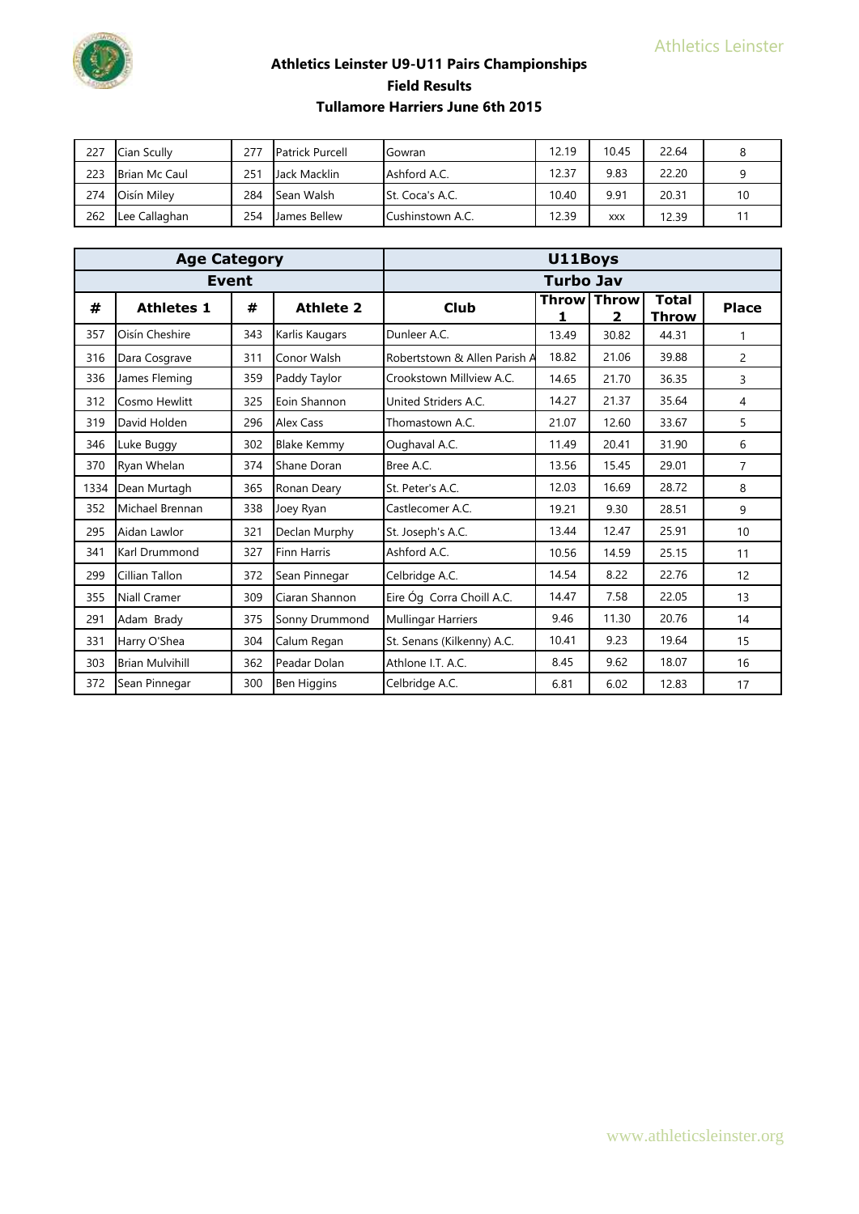# Athletics Leinster U9-U11 Pairs Championships

## Field Results

### Tullamore Harriers June 6th 2015

| | | | | | | | | |
|---|---|---|---|---|---|---|---|---|
| 227 | Cian Scully | 277 | Patrick Purcell | Gowran | 12.19 | 10.45 | 22.64 | 8 |
| 223 | Brian Mc Caul | 251 | Jack Macklin | Ashford A.C. | 12.37 | 9.83 | 22.20 | 9 |
| 274 | Oisín Miley | 284 | Sean Walsh | St. Coca's A.C. | 10.40 | 9.91 | 20.31 | 10 |
| 262 | Lee Callaghan | 254 | James Bellew | Cushinstown A.C. | 12.39 | xxx | 12.39 | 11 |

| Age Category | | | | U11Boys | | | | |
|---|---|---|---|---|---|---|---|---|
| Event | | | | Turbo Jav | | | | |
| # | Athletes 1 | # | Athlete 2 | Club | Throw 1 | Throw 2 | Total Throw | Place |
| 357 | Oisín Cheshire | 343 | Karlis Kaugars | Dunleer A.C. | 13.49 | 30.82 | 44.31 | 1 |
| 316 | Dara Cosgrave | 311 | Conor Walsh | Robertstown & Allen Parish A | 18.82 | 21.06 | 39.88 | 2 |
| 336 | James Fleming | 359 | Paddy Taylor | Crookstown Millview A.C. | 14.65 | 21.70 | 36.35 | 3 |
| 312 | Cosmo Hewlitt | 325 | Eoin Shannon | United Striders A.C. | 14.27 | 21.37 | 35.64 | 4 |
| 319 | David Holden | 296 | Alex Cass | Thomastown A.C. | 21.07 | 12.60 | 33.67 | 5 |
| 346 | Luke Buggy | 302 | Blake Kemmy | Oughaval A.C. | 11.49 | 20.41 | 31.90 | 6 |
| 370 | Ryan Whelan | 374 | Shane Doran | Bree A.C. | 13.56 | 15.45 | 29.01 | 7 |
| 1334 | Dean Murtagh | 365 | Ronan Deary | St. Peter's A.C. | 12.03 | 16.69 | 28.72 | 8 |
| 352 | Michael Brennan | 338 | Joey Ryan | Castlecomer A.C. | 19.21 | 9.30 | 28.51 | 9 |
| 295 | Aidan Lawlor | 321 | Declan Murphy | St. Joseph's A.C. | 13.44 | 12.47 | 25.91 | 10 |
| 341 | Karl Drummond | 327 | Finn Harris | Ashford A.C. | 10.56 | 14.59 | 25.15 | 11 |
| 299 | Cillian Tallon | 372 | Sean Pinnegar | Celbridge A.C. | 14.54 | 8.22 | 22.76 | 12 |
| 355 | Niall Cramer | 309 | Ciaran Shannon | Eire Óg Corra Choill A.C. | 14.47 | 7.58 | 22.05 | 13 |
| 291 | Adam Brady | 375 | Sonny Drummond | Mullingar Harriers | 9.46 | 11.30 | 20.76 | 14 |
| 331 | Harry O'Shea | 304 | Calum Regan | St. Senans (Kilkenny) A.C. | 10.41 | 9.23 | 19.64 | 15 |
| 303 | Brian Mulvihill | 362 | Peadar Dolan | Athlone I.T. A.C. | 8.45 | 9.62 | 18.07 | 16 |
| 372 | Sean Pinnegar | 300 | Ben Higgins | Celbridge A.C. | 6.81 | 6.02 | 12.83 | 17 |